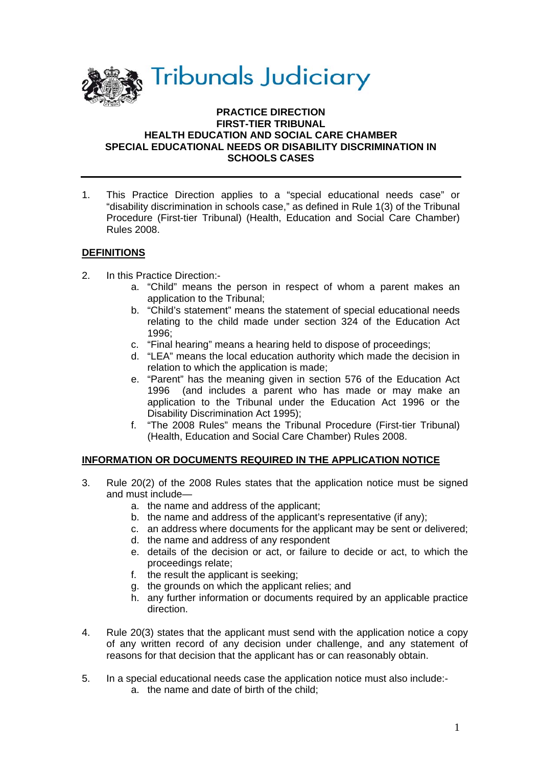Tribunals Judiciary

**PRACTICE DIRECTION**
**FIRST-TIER TRIBUNAL**
**HEALTH EDUCATION AND SOCIAL CARE CHAMBER**
**SPECIAL EDUCATIONAL NEEDS OR DISABILITY DISCRIMINATION IN SCHOOLS CASES**

---

1. This Practice Direction applies to a "special educational needs case" or "disability discrimination in schools case," as defined in Rule 1(3) of the Tribunal Procedure (First-tier Tribunal) (Health, Education and Social Care Chamber) Rules 2008.

## DEFINITIONS

2. In this Practice Direction:-
   a. "Child" means the person in respect of whom a parent makes an application to the Tribunal;
   b. "Child's statement" means the statement of special educational needs relating to the child made under section 324 of the Education Act 1996;
   c. "Final hearing" means a hearing held to dispose of proceedings;
   d. "LEA" means the local education authority which made the decision in relation to which the application is made;
   e. "Parent" has the meaning given in section 576 of the Education Act 1996 (and includes a parent who has made or may make an application to the Tribunal under the Education Act 1996 or the Disability Discrimination Act 1995);
   f. "The 2008 Rules" means the Tribunal Procedure (First-tier Tribunal) (Health, Education and Social Care Chamber) Rules 2008.

## INFORMATION OR DOCUMENTS REQUIRED IN THE APPLICATION NOTICE

3. Rule 20(2) of the 2008 Rules states that the application notice must be signed and must include—
   a. the name and address of the applicant;
   b. the name and address of the applicant's representative (if any);
   c. an address where documents for the applicant may be sent or delivered;
   d. the name and address of any respondent
   e. details of the decision or act, or failure to decide or act, to which the proceedings relate;
   f. the result the applicant is seeking;
   g. the grounds on which the applicant relies; and
   h. any further information or documents required by an applicable practice direction.

4. Rule 20(3) states that the applicant must send with the application notice a copy of any written record of any decision under challenge, and any statement of reasons for that decision that the applicant has or can reasonably obtain.

5. In a special educational needs case the application notice must also include:-
   a. the name and date of birth of the child;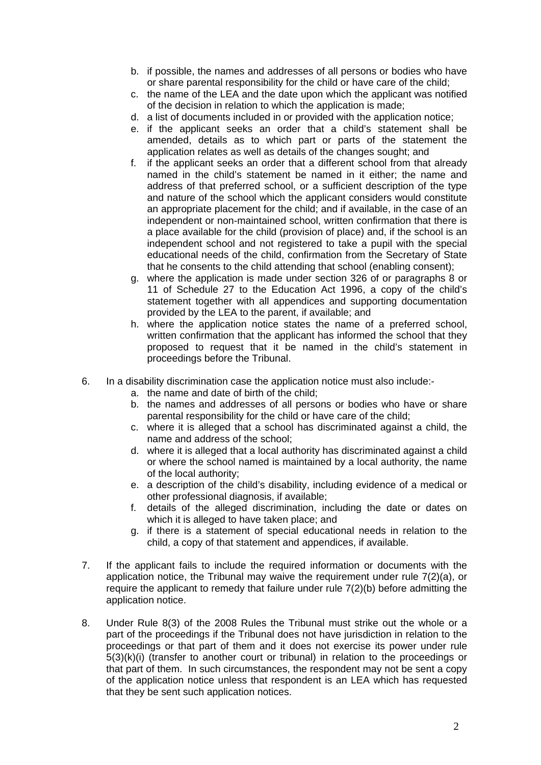b. if possible, the names and addresses of all persons or bodies who have or share parental responsibility for the child or have care of the child;
c. the name of the LEA and the date upon which the applicant was notified of the decision in relation to which the application is made;
d. a list of documents included in or provided with the application notice;
e. if the applicant seeks an order that a child's statement shall be amended, details as to which part or parts of the statement the application relates as well as details of the changes sought; and
f. if the applicant seeks an order that a different school from that already named in the child's statement be named in it either; the name and address of that preferred school, or a sufficient description of the type and nature of the school which the applicant considers would constitute an appropriate placement for the child; and if available, in the case of an independent or non-maintained school, written confirmation that there is a place available for the child (provision of place) and, if the school is an independent school and not registered to take a pupil with the special educational needs of the child, confirmation from the Secretary of State that he consents to the child attending that school (enabling consent);
g. where the application is made under section 326 of or paragraphs 8 or 11 of Schedule 27 to the Education Act 1996, a copy of the child's statement together with all appendices and supporting documentation provided by the LEA to the parent, if available; and
h. where the application notice states the name of a preferred school, written confirmation that the applicant has informed the school that they proposed to request that it be named in the child's statement in proceedings before the Tribunal.

6. In a disability discrimination case the application notice must also include:-
   a. the name and date of birth of the child;
   b. the names and addresses of all persons or bodies who have or share parental responsibility for the child or have care of the child;
   c. where it is alleged that a school has discriminated against a child, the name and address of the school;
   d. where it is alleged that a local authority has discriminated against a child or where the school named is maintained by a local authority, the name of the local authority;
   e. a description of the child's disability, including evidence of a medical or other professional diagnosis, if available;
   f. details of the alleged discrimination, including the date or dates on which it is alleged to have taken place; and
   g. if there is a statement of special educational needs in relation to the child, a copy of that statement and appendices, if available.

7. If the applicant fails to include the required information or documents with the application notice, the Tribunal may waive the requirement under rule 7(2)(a), or require the applicant to remedy that failure under rule 7(2)(b) before admitting the application notice.

8. Under Rule 8(3) of the 2008 Rules the Tribunal must strike out the whole or a part of the proceedings if the Tribunal does not have jurisdiction in relation to the proceedings or that part of them and it does not exercise its power under rule 5(3)(k)(i) (transfer to another court or tribunal) in relation to the proceedings or that part of them. In such circumstances, the respondent may not be sent a copy of the application notice unless that respondent is an LEA which has requested that they be sent such application notices.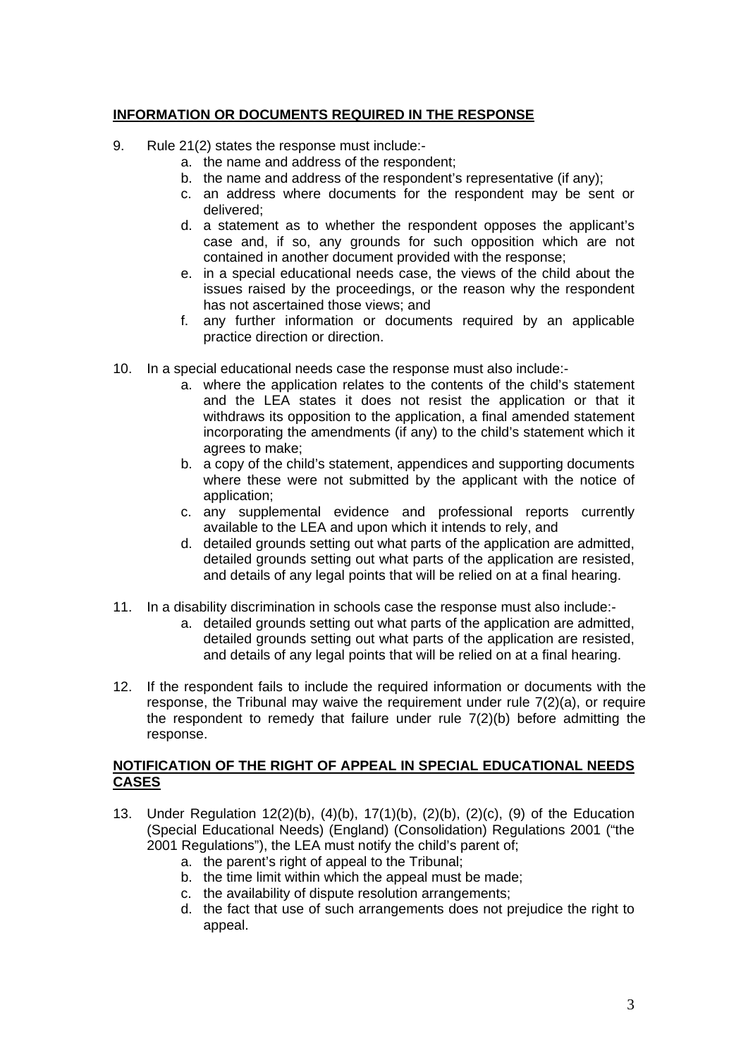## INFORMATION OR DOCUMENTS REQUIRED IN THE RESPONSE

9. Rule 21(2) states the response must include:-
    a. the name and address of the respondent;
    b. the name and address of the respondent's representative (if any);
    c. an address where documents for the respondent may be sent or delivered;
    d. a statement as to whether the respondent opposes the applicant's case and, if so, any grounds for such opposition which are not contained in another document provided with the response;
    e. in a special educational needs case, the views of the child about the issues raised by the proceedings, or the reason why the respondent has not ascertained those views; and
    f. any further information or documents required by an applicable practice direction or direction.

10. In a special educational needs case the response must also include:-
    a. where the application relates to the contents of the child's statement and the LEA states it does not resist the application or that it withdraws its opposition to the application, a final amended statement incorporating the amendments (if any) to the child's statement which it agrees to make;
    b. a copy of the child's statement, appendices and supporting documents where these were not submitted by the applicant with the notice of application;
    c. any supplemental evidence and professional reports currently available to the LEA and upon which it intends to rely, and
    d. detailed grounds setting out what parts of the application are admitted, detailed grounds setting out what parts of the application are resisted, and details of any legal points that will be relied on at a final hearing.

11. In a disability discrimination in schools case the response must also include:-
    a. detailed grounds setting out what parts of the application are admitted, detailed grounds setting out what parts of the application are resisted, and details of any legal points that will be relied on at a final hearing.

12. If the respondent fails to include the required information or documents with the response, the Tribunal may waive the requirement under rule 7(2)(a), or require the respondent to remedy that failure under rule 7(2)(b) before admitting the response.

## NOTIFICATION OF THE RIGHT OF APPEAL IN SPECIAL EDUCATIONAL NEEDS CASES

13. Under Regulation 12(2)(b), (4)(b), 17(1)(b), (2)(b), (2)(c), (9) of the Education (Special Educational Needs) (England) (Consolidation) Regulations 2001 ("the 2001 Regulations"), the LEA must notify the child's parent of;
    a. the parent's right of appeal to the Tribunal;
    b. the time limit within which the appeal must be made;
    c. the availability of dispute resolution arrangements;
    d. the fact that use of such arrangements does not prejudice the right to appeal.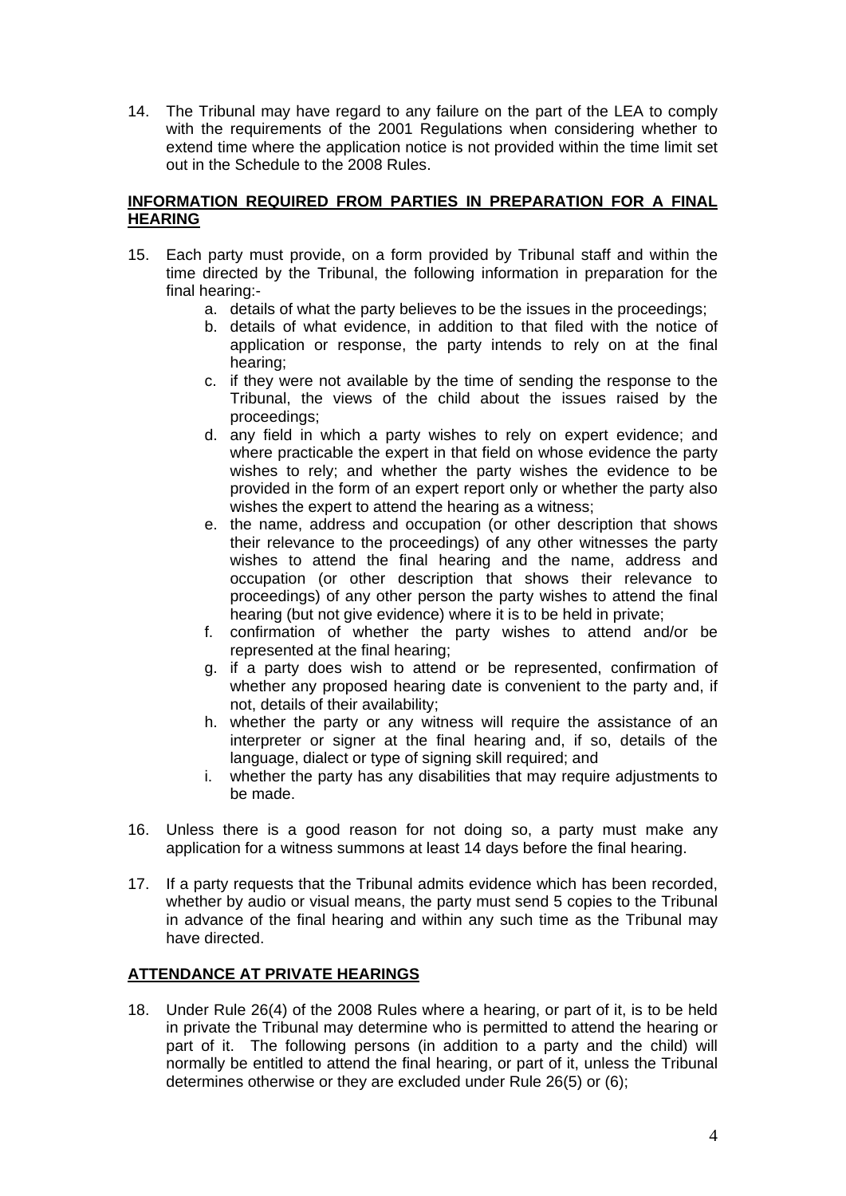14. The Tribunal may have regard to any failure on the part of the LEA to comply with the requirements of the 2001 Regulations when considering whether to extend time where the application notice is not provided within the time limit set out in the Schedule to the 2008 Rules.

## INFORMATION REQUIRED FROM PARTIES IN PREPARATION FOR A FINAL HEARING

15. Each party must provide, on a form provided by Tribunal staff and within the time directed by the Tribunal, the following information in preparation for the final hearing:-
    a. details of what the party believes to be the issues in the proceedings;
    b. details of what evidence, in addition to that filed with the notice of application or response, the party intends to rely on at the final hearing;
    c. if they were not available by the time of sending the response to the Tribunal, the views of the child about the issues raised by the proceedings;
    d. any field in which a party wishes to rely on expert evidence; and where practicable the expert in that field on whose evidence the party wishes to rely; and whether the party wishes the evidence to be provided in the form of an expert report only or whether the party also wishes the expert to attend the hearing as a witness;
    e. the name, address and occupation (or other description that shows their relevance to the proceedings) of any other witnesses the party wishes to attend the final hearing and the name, address and occupation (or other description that shows their relevance to proceedings) of any other person the party wishes to attend the final hearing (but not give evidence) where it is to be held in private;
    f. confirmation of whether the party wishes to attend and/or be represented at the final hearing;
    g. if a party does wish to attend or be represented, confirmation of whether any proposed hearing date is convenient to the party and, if not, details of their availability;
    h. whether the party or any witness will require the assistance of an interpreter or signer at the final hearing and, if so, details of the language, dialect or type of signing skill required; and
    i. whether the party has any disabilities that may require adjustments to be made.

16. Unless there is a good reason for not doing so, a party must make any application for a witness summons at least 14 days before the final hearing.

17. If a party requests that the Tribunal admits evidence which has been recorded, whether by audio or visual means, the party must send 5 copies to the Tribunal in advance of the final hearing and within any such time as the Tribunal may have directed.

## ATTENDANCE AT PRIVATE HEARINGS

18. Under Rule 26(4) of the 2008 Rules where a hearing, or part of it, is to be held in private the Tribunal may determine who is permitted to attend the hearing or part of it. The following persons (in addition to a party and the child) will normally be entitled to attend the final hearing, or part of it, unless the Tribunal determines otherwise or they are excluded under Rule 26(5) or (6);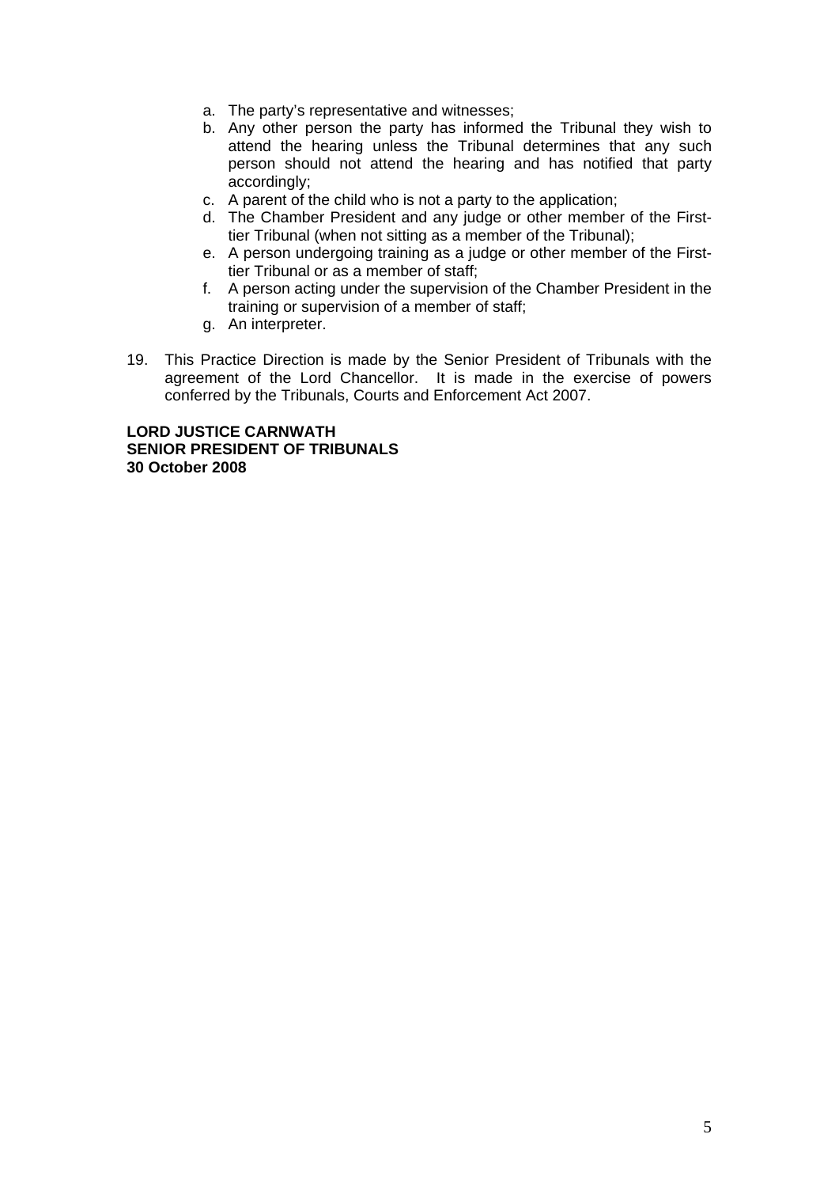a. The party's representative and witnesses;
b. Any other person the party has informed the Tribunal they wish to attend the hearing unless the Tribunal determines that any such person should not attend the hearing and has notified that party accordingly;
c. A parent of the child who is not a party to the application;
d. The Chamber President and any judge or other member of the First-tier Tribunal (when not sitting as a member of the Tribunal);
e. A person undergoing training as a judge or other member of the First-tier Tribunal or as a member of staff;
f. A person acting under the supervision of the Chamber President in the training or supervision of a member of staff;
g. An interpreter.

19. This Practice Direction is made by the Senior President of Tribunals with the agreement of the Lord Chancellor. It is made in the exercise of powers conferred by the Tribunals, Courts and Enforcement Act 2007.

**LORD JUSTICE CARNWATH**
**SENIOR PRESIDENT OF TRIBUNALS**
**30 October 2008**